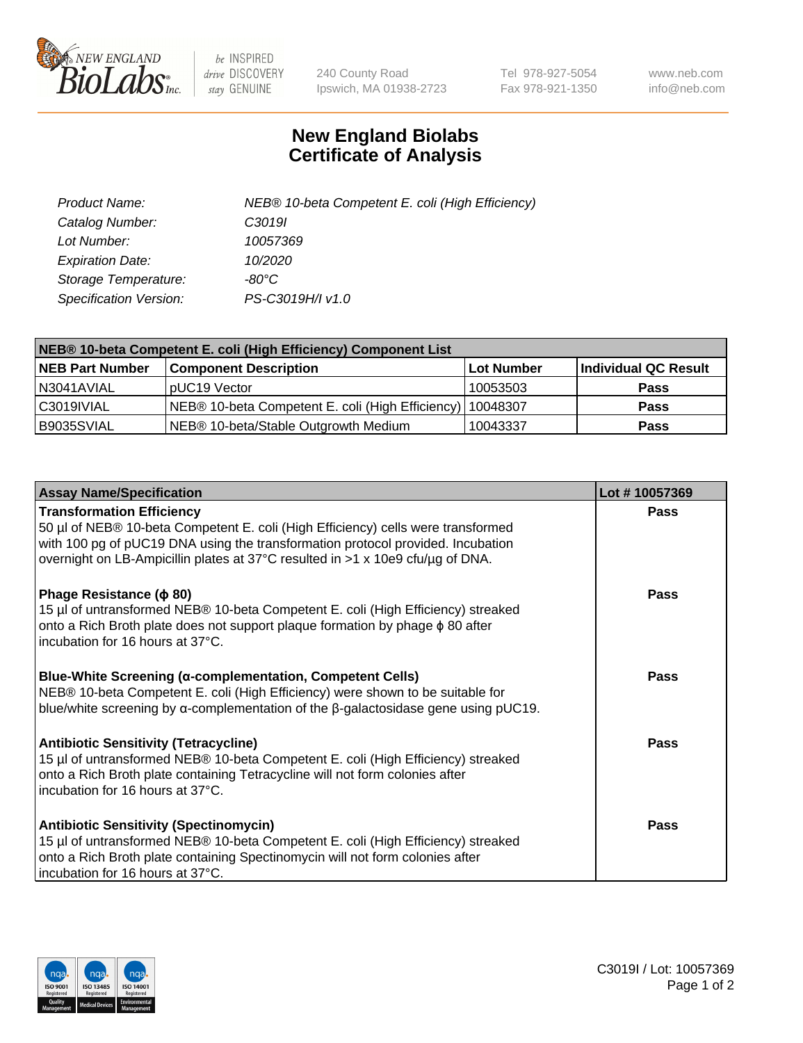# New England Biolabs
# Certificate of Analysis

| | |
|---|---|
| *Product Name:* | *NEB® 10-beta Competent E. coli (High Efficiency)* |
| *Catalog Number:* | *C3019I* |
| *Lot Number:* | *10057369* |
| *Expiration Date:* | *10/2020* |
| *Storage Temperature:* | *-80°C* |
| *Specification Version:* | *PS-C3019H/I v1.0* |

| **NEB® 10-beta Competent E. coli (High Efficiency) Component List** | | | |
|---|---|---|---|
| **NEB Part Number** | **Component Description** | **Lot Number** | **Individual QC Result** |
| N3041AVIAL | pUC19 Vector | 10053503 | **Pass** |
| C3019IVIAL | NEB® 10-beta Competent E. coli (High Efficiency) | 10048307 | **Pass** |
| B9035SVIAL | NEB® 10-beta/Stable Outgrowth Medium | 10043337 | **Pass** |

| **Assay Name/Specification** | **Lot # 10057369** |
|---|---|
| **Transformation Efficiency**<br>50 µl of NEB® 10-beta Competent E. coli (High Efficiency) cells were transformed with 100 pg of pUC19 DNA using the transformation protocol provided. Incubation overnight on LB-Ampicillin plates at 37°C resulted in >1 x 10e9 cfu/µg of DNA. | **Pass** |
| **Phage Resistance (ϕ 80)**<br>15 µl of untransformed NEB® 10-beta Competent E. coli (High Efficiency) streaked onto a Rich Broth plate does not support plaque formation by phage ϕ 80 after incubation for 16 hours at 37°C. | **Pass** |
| **Blue-White Screening (α-complementation, Competent Cells)**<br>NEB® 10-beta Competent E. coli (High Efficiency) were shown to be suitable for blue/white screening by α-complementation of the β-galactosidase gene using pUC19. | **Pass** |
| **Antibiotic Sensitivity (Tetracycline)**<br>15 µl of untransformed NEB® 10-beta Competent E. coli (High Efficiency) streaked onto a Rich Broth plate containing Tetracycline will not form colonies after incubation for 16 hours at 37°C. | **Pass** |
| **Antibiotic Sensitivity (Spectinomycin)**<br>15 µl of untransformed NEB® 10-beta Competent E. coli (High Efficiency) streaked onto a Rich Broth plate containing Spectinomycin will not form colonies after incubation for 16 hours at 37°C. | **Pass** |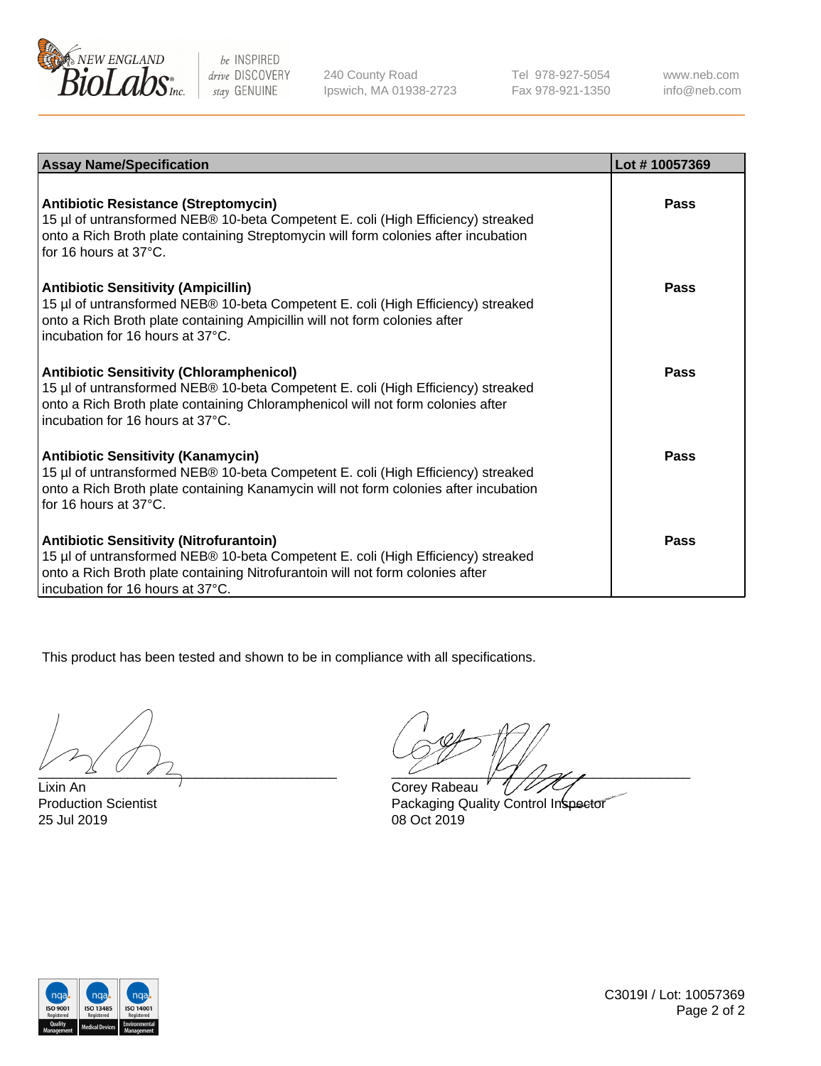| Assay Name/Specification | Lot # 10057369 |
|---|---|
| **Antibiotic Resistance (Streptomycin)**<br>15 µl of untransformed NEB® 10-beta Competent E. coli (High Efficiency) streaked onto a Rich Broth plate containing Streptomycin will form colonies after incubation for 16 hours at 37°C. | Pass |
| **Antibiotic Sensitivity (Ampicillin)**<br>15 µl of untransformed NEB® 10-beta Competent E. coli (High Efficiency) streaked onto a Rich Broth plate containing Ampicillin will not form colonies after incubation for 16 hours at 37°C. | Pass |
| **Antibiotic Sensitivity (Chloramphenicol)**<br>15 µl of untransformed NEB® 10-beta Competent E. coli (High Efficiency) streaked onto a Rich Broth plate containing Chloramphenicol will not form colonies after incubation for 16 hours at 37°C. | Pass |
| **Antibiotic Sensitivity (Kanamycin)**<br>15 µl of untransformed NEB® 10-beta Competent E. coli (High Efficiency) streaked onto a Rich Broth plate containing Kanamycin will not form colonies after incubation for 16 hours at 37°C. | Pass |
| **Antibiotic Sensitivity (Nitrofurantoin)**<br>15 µl of untransformed NEB® 10-beta Competent E. coli (High Efficiency) streaked onto a Rich Broth plate containing Nitrofurantoin will not form colonies after incubation for 16 hours at 37°C. | Pass |

This product has been tested and shown to be in compliance with all specifications.

Lixin An
Production Scientist
25 Jul 2019

Corey Rabeau
Packaging Quality Control Inspector
08 Oct 2019

C3019I / Lot: 10057369